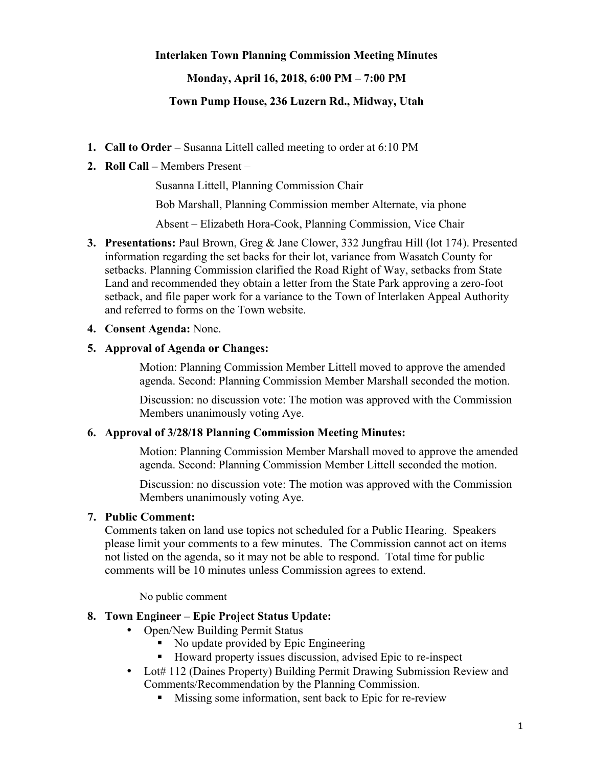**Interlaken Town Planning Commission Meeting Minutes**

**Monday, April 16, 2018, 6:00 PM – 7:00 PM**

**Town Pump House, 236 Luzern Rd., Midway, Utah**

1. **Call to Order –** Susanna Littell called meeting to order at 6:10 PM
2. **Roll Call –** Members Present –

   Susanna Littell, Planning Commission Chair

   Bob Marshall, Planning Commission member Alternate, via phone

   Absent – Elizabeth Hora-Cook, Planning Commission, Vice Chair
3. **Presentations:** Paul Brown, Greg & Jane Clower, 332 Jungfrau Hill (lot 174). Presented information regarding the set backs for their lot, variance from Wasatch County for setbacks. Planning Commission clarified the Road Right of Way, setbacks from State Land and recommended they obtain a letter from the State Park approving a zero-foot setback, and file paper work for a variance to the Town of Interlaken Appeal Authority and referred to forms on the Town website.
4. **Consent Agenda:** None.
5. **Approval of Agenda or Changes:**

   Motion: Planning Commission Member Littell moved to approve the amended agenda. Second: Planning Commission Member Marshall seconded the motion.

   Discussion: no discussion vote: The motion was approved with the Commission Members unanimously voting Aye.
6. **Approval of 3/28/18 Planning Commission Meeting Minutes:**

   Motion: Planning Commission Member Marshall moved to approve the amended agenda. Second: Planning Commission Member Littell seconded the motion.

   Discussion: no discussion vote: The motion was approved with the Commission Members unanimously voting Aye.
7. **Public Comment:**
   Comments taken on land use topics not scheduled for a Public Hearing. Speakers please limit your comments to a few minutes. The Commission cannot act on items not listed on the agenda, so it may not be able to respond. Total time for public comments will be 10 minutes unless Commission agrees to extend.

   No public comment
8. **Town Engineer – Epic Project Status Update:**
   - Open/New Building Permit Status
     - No update provided by Epic Engineering
     - Howard property issues discussion, advised Epic to re-inspect
   - Lot# 112 (Daines Property) Building Permit Drawing Submission Review and Comments/Recommendation by the Planning Commission.
     - Missing some information, sent back to Epic for re-review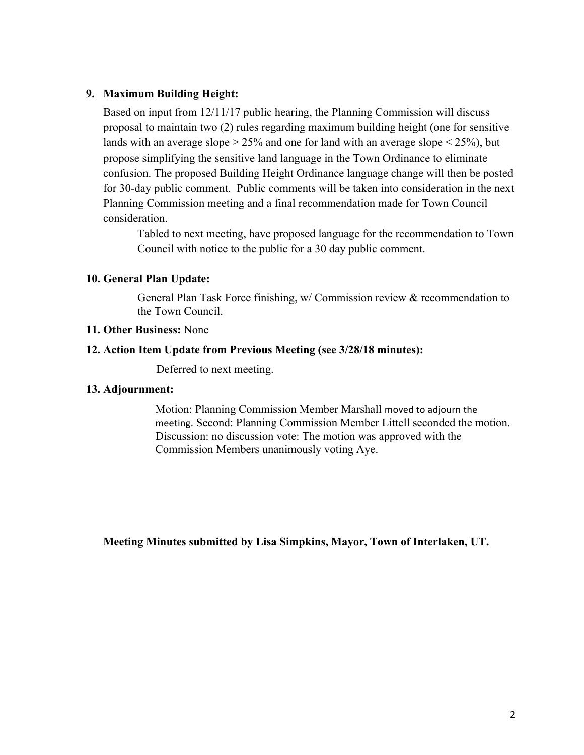**9. Maximum Building Height:**

Based on input from 12/11/17 public hearing, the Planning Commission will discuss proposal to maintain two (2) rules regarding maximum building height (one for sensitive lands with an average slope > 25% and one for land with an average slope < 25%), but propose simplifying the sensitive land language in the Town Ordinance to eliminate confusion. The proposed Building Height Ordinance language change will then be posted for 30-day public comment. Public comments will be taken into consideration in the next Planning Commission meeting and a final recommendation made for Town Council consideration.

Tabled to next meeting, have proposed language for the recommendation to Town Council with notice to the public for a 30 day public comment.

**10. General Plan Update:**

General Plan Task Force finishing, w/ Commission review & recommendation to the Town Council.

**11. Other Business:** None

**12. Action Item Update from Previous Meeting (see 3/28/18 minutes):**

Deferred to next meeting.

**13. Adjournment:**

Motion: Planning Commission Member Marshall moved to adjourn the meeting. Second: Planning Commission Member Littell seconded the motion. Discussion: no discussion vote: The motion was approved with the Commission Members unanimously voting Aye.

**Meeting Minutes submitted by Lisa Simpkins, Mayor, Town of Interlaken, UT.**